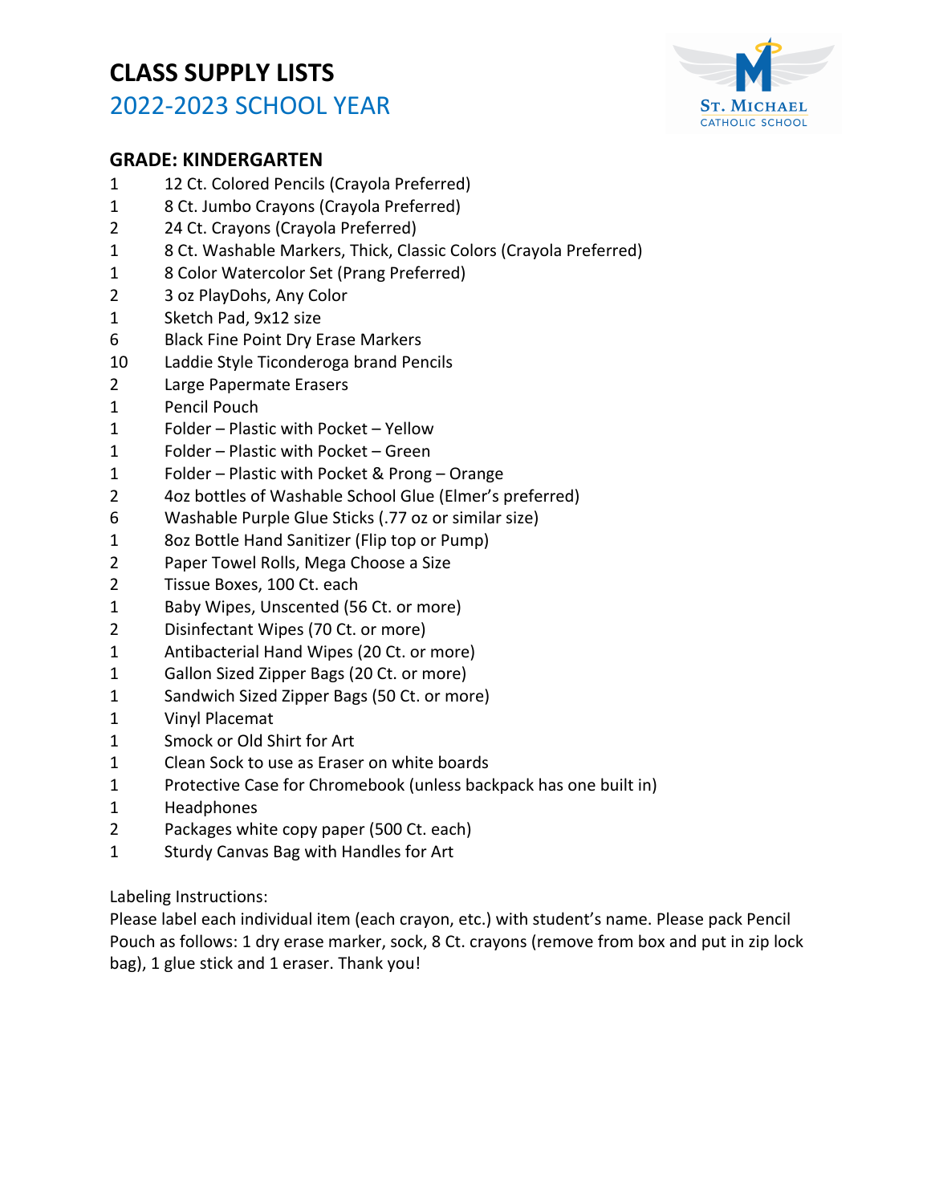# CLASS SUPPLY LISTS

## 2022-2023 SCHOOL YEAR

### GRADE: KINDERGARTEN

| | |
|---|---|
| 1 | 12 Ct. Colored Pencils (Crayola Preferred) |
| 1 | 8 Ct. Jumbo Crayons (Crayola Preferred) |
| 2 | 24 Ct. Crayons (Crayola Preferred) |
| 1 | 8 Ct. Washable Markers, Thick, Classic Colors (Crayola Preferred) |
| 1 | 8 Color Watercolor Set (Prang Preferred) |
| 2 | 3 oz PlayDohs, Any Color |
| 1 | Sketch Pad, 9x12 size |
| 6 | Black Fine Point Dry Erase Markers |
| 10 | Laddie Style Ticonderoga brand Pencils |
| 2 | Large Papermate Erasers |
| 1 | Pencil Pouch |
| 1 | Folder – Plastic with Pocket – Yellow |
| 1 | Folder – Plastic with Pocket – Green |
| 1 | Folder – Plastic with Pocket & Prong – Orange |
| 2 | 4oz bottles of Washable School Glue (Elmer's preferred) |
| 6 | Washable Purple Glue Sticks (.77 oz or similar size) |
| 1 | 8oz Bottle Hand Sanitizer (Flip top or Pump) |
| 2 | Paper Towel Rolls, Mega Choose a Size |
| 2 | Tissue Boxes, 100 Ct. each |
| 1 | Baby Wipes, Unscented (56 Ct. or more) |
| 2 | Disinfectant Wipes (70 Ct. or more) |
| 1 | Antibacterial Hand Wipes (20 Ct. or more) |
| 1 | Gallon Sized Zipper Bags (20 Ct. or more) |
| 1 | Sandwich Sized Zipper Bags (50 Ct. or more) |
| 1 | Vinyl Placemat |
| 1 | Smock or Old Shirt for Art |
| 1 | Clean Sock to use as Eraser on white boards |
| 1 | Protective Case for Chromebook (unless backpack has one built in) |
| 1 | Headphones |
| 2 | Packages white copy paper (500 Ct. each) |
| 1 | Sturdy Canvas Bag with Handles for Art |

Labeling Instructions:
Please label each individual item (each crayon, etc.) with student's name. Please pack Pencil Pouch as follows: 1 dry erase marker, sock, 8 Ct. crayons (remove from box and put in zip lock bag), 1 glue stick and 1 eraser. Thank you!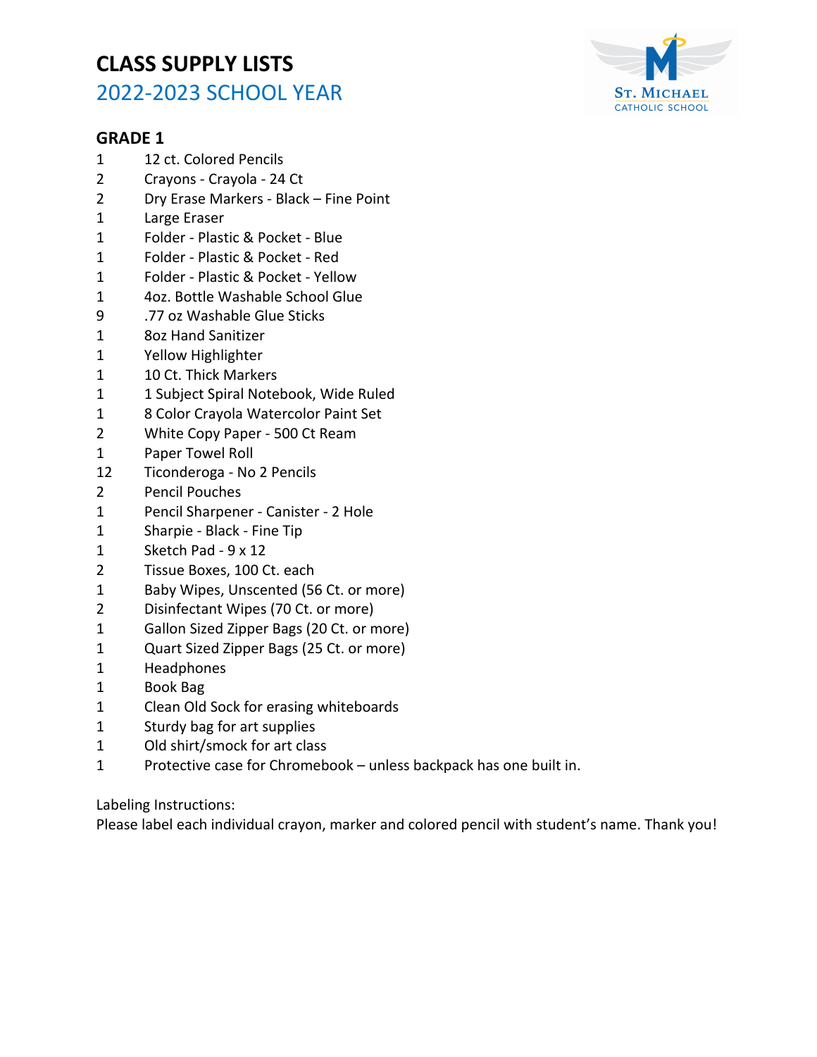# CLASS SUPPLY LISTS

## 2022-2023 SCHOOL YEAR

### GRADE 1

| Qty | Item |
|---|---|
| 1 | 12 ct. Colored Pencils |
| 2 | Crayons - Crayola - 24 Ct |
| 2 | Dry Erase Markers - Black – Fine Point |
| 1 | Large Eraser |
| 1 | Folder - Plastic & Pocket - Blue |
| 1 | Folder - Plastic & Pocket - Red |
| 1 | Folder - Plastic & Pocket - Yellow |
| 1 | 4oz. Bottle Washable School Glue |
| 9 | .77 oz Washable Glue Sticks |
| 1 | 8oz Hand Sanitizer |
| 1 | Yellow Highlighter |
| 1 | 10 Ct. Thick Markers |
| 1 | 1 Subject Spiral Notebook, Wide Ruled |
| 1 | 8 Color Crayola Watercolor Paint Set |
| 2 | White Copy Paper - 500 Ct Ream |
| 1 | Paper Towel Roll |
| 12 | Ticonderoga - No 2 Pencils |
| 2 | Pencil Pouches |
| 1 | Pencil Sharpener - Canister - 2 Hole |
| 1 | Sharpie - Black - Fine Tip |
| 1 | Sketch Pad - 9 x 12 |
| 2 | Tissue Boxes, 100 Ct. each |
| 1 | Baby Wipes, Unscented (56 Ct. or more) |
| 2 | Disinfectant Wipes (70 Ct. or more) |
| 1 | Gallon Sized Zipper Bags (20 Ct. or more) |
| 1 | Quart Sized Zipper Bags (25 Ct. or more) |
| 1 | Headphones |
| 1 | Book Bag |
| 1 | Clean Old Sock for erasing whiteboards |
| 1 | Sturdy bag for art supplies |
| 1 | Old shirt/smock for art class |
| 1 | Protective case for Chromebook – unless backpack has one built in. |

Labeling Instructions:
Please label each individual crayon, marker and colored pencil with student's name. Thank you!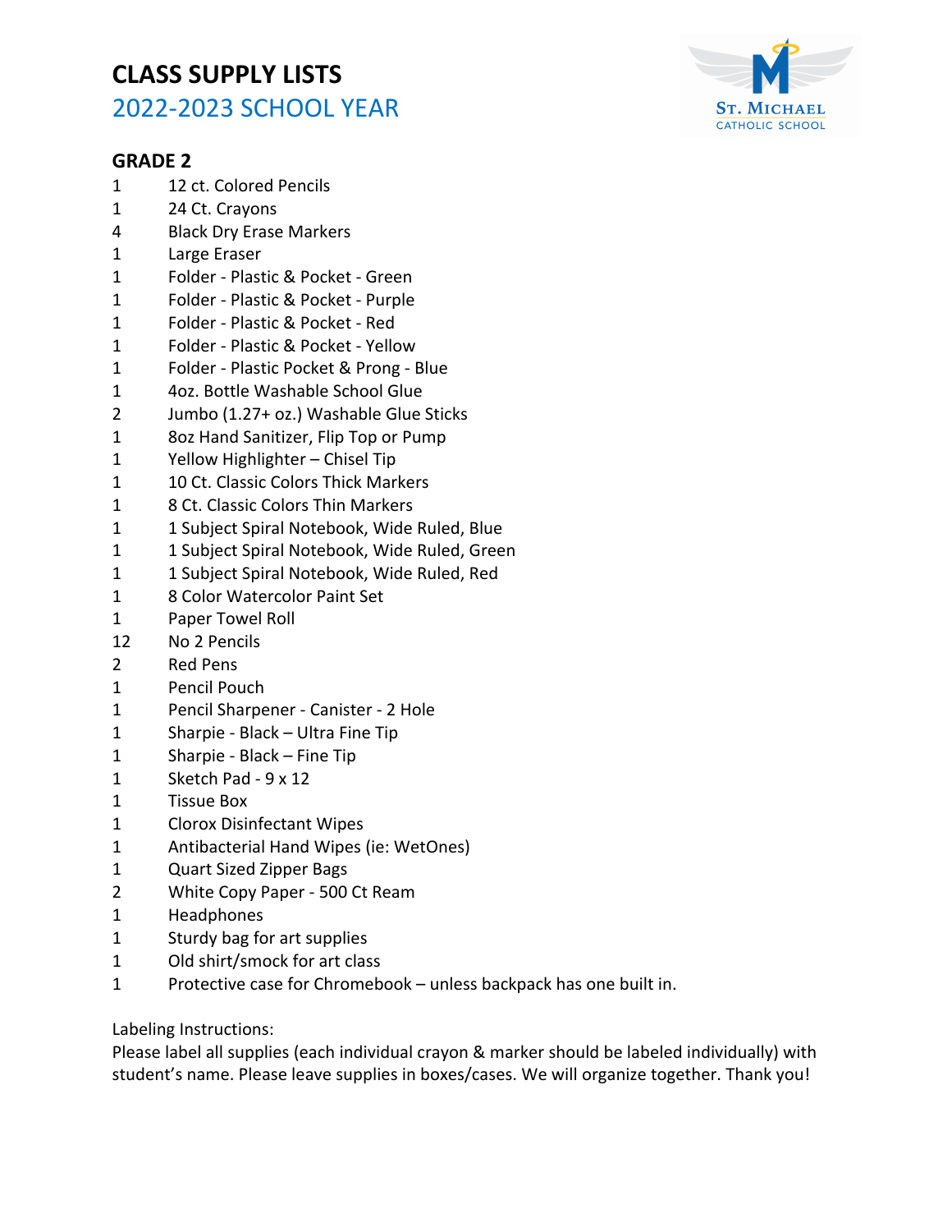# CLASS SUPPLY LISTS

## 2022-2023 SCHOOL YEAR

St. Michael Catholic School

### GRADE 2

| | |
|---|---|
| 1 | 12 ct. Colored Pencils |
| 1 | 24 Ct. Crayons |
| 4 | Black Dry Erase Markers |
| 1 | Large Eraser |
| 1 | Folder - Plastic & Pocket - Green |
| 1 | Folder - Plastic & Pocket - Purple |
| 1 | Folder - Plastic & Pocket - Red |
| 1 | Folder - Plastic & Pocket - Yellow |
| 1 | Folder - Plastic Pocket & Prong - Blue |
| 1 | 4oz. Bottle Washable School Glue |
| 2 | Jumbo (1.27+ oz.) Washable Glue Sticks |
| 1 | 8oz Hand Sanitizer, Flip Top or Pump |
| 1 | Yellow Highlighter – Chisel Tip |
| 1 | 10 Ct. Classic Colors Thick Markers |
| 1 | 8 Ct. Classic Colors Thin Markers |
| 1 | 1 Subject Spiral Notebook, Wide Ruled, Blue |
| 1 | 1 Subject Spiral Notebook, Wide Ruled, Green |
| 1 | 1 Subject Spiral Notebook, Wide Ruled, Red |
| 1 | 8 Color Watercolor Paint Set |
| 1 | Paper Towel Roll |
| 12 | No 2 Pencils |
| 2 | Red Pens |
| 1 | Pencil Pouch |
| 1 | Pencil Sharpener - Canister - 2 Hole |
| 1 | Sharpie - Black – Ultra Fine Tip |
| 1 | Sharpie - Black – Fine Tip |
| 1 | Sketch Pad - 9 x 12 |
| 1 | Tissue Box |
| 1 | Clorox Disinfectant Wipes |
| 1 | Antibacterial Hand Wipes (ie: WetOnes) |
| 1 | Quart Sized Zipper Bags |
| 2 | White Copy Paper - 500 Ct Ream |
| 1 | Headphones |
| 1 | Sturdy bag for art supplies |
| 1 | Old shirt/smock for art class |
| 1 | Protective case for Chromebook – unless backpack has one built in. |

Labeling Instructions:
Please label all supplies (each individual crayon & marker should be labeled individually) with student's name. Please leave supplies in boxes/cases. We will organize together. Thank you!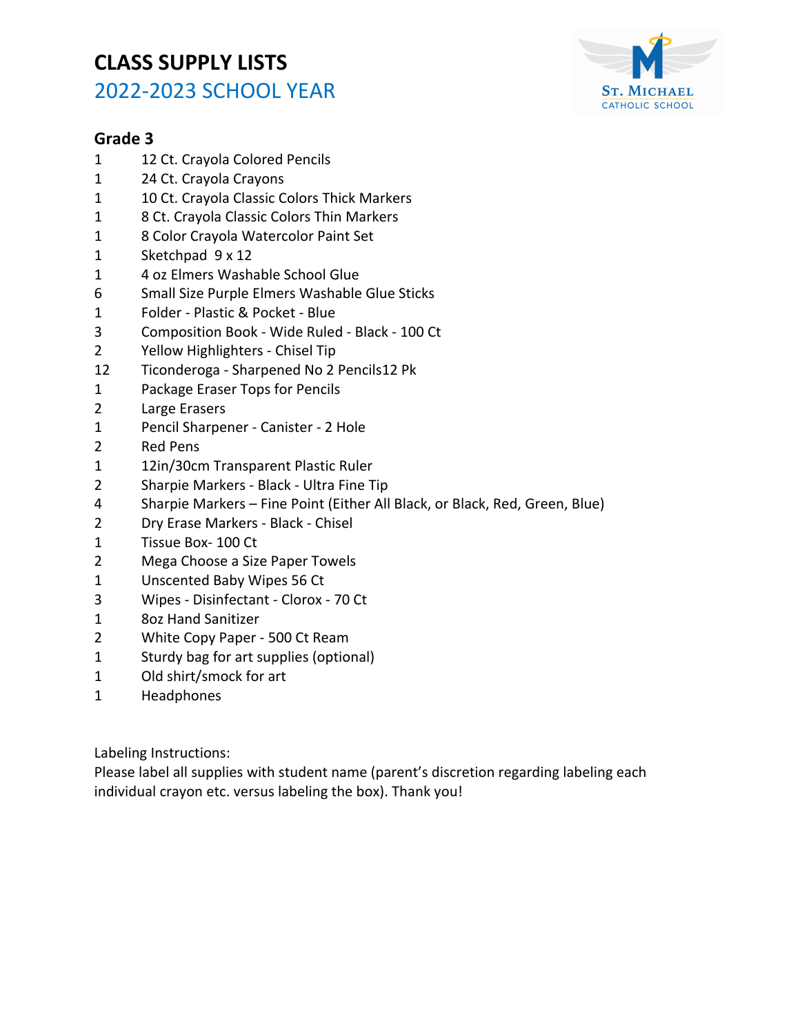# CLASS SUPPLY LISTS

## 2022-2023 SCHOOL YEAR

### Grade 3

| | |
|---|---|
| 1 | 12 Ct. Crayola Colored Pencils |
| 1 | 24 Ct. Crayola Crayons |
| 1 | 10 Ct. Crayola Classic Colors Thick Markers |
| 1 | 8 Ct. Crayola Classic Colors Thin Markers |
| 1 | 8 Color Crayola Watercolor Paint Set |
| 1 | Sketchpad 9 x 12 |
| 1 | 4 oz Elmers Washable School Glue |
| 6 | Small Size Purple Elmers Washable Glue Sticks |
| 1 | Folder - Plastic & Pocket - Blue |
| 3 | Composition Book - Wide Ruled - Black - 100 Ct |
| 2 | Yellow Highlighters - Chisel Tip |
| 12 | Ticonderoga - Sharpened No 2 Pencils12 Pk |
| 1 | Package Eraser Tops for Pencils |
| 2 | Large Erasers |
| 1 | Pencil Sharpener - Canister - 2 Hole |
| 2 | Red Pens |
| 1 | 12in/30cm Transparent Plastic Ruler |
| 2 | Sharpie Markers - Black - Ultra Fine Tip |
| 4 | Sharpie Markers – Fine Point (Either All Black, or Black, Red, Green, Blue) |
| 2 | Dry Erase Markers - Black - Chisel |
| 1 | Tissue Box- 100 Ct |
| 2 | Mega Choose a Size Paper Towels |
| 1 | Unscented Baby Wipes 56 Ct |
| 3 | Wipes - Disinfectant - Clorox - 70 Ct |
| 1 | 8oz Hand Sanitizer |
| 2 | White Copy Paper - 500 Ct Ream |
| 1 | Sturdy bag for art supplies (optional) |
| 1 | Old shirt/smock for art |
| 1 | Headphones |

Labeling Instructions:
Please label all supplies with student name (parent's discretion regarding labeling each individual crayon etc. versus labeling the box). Thank you!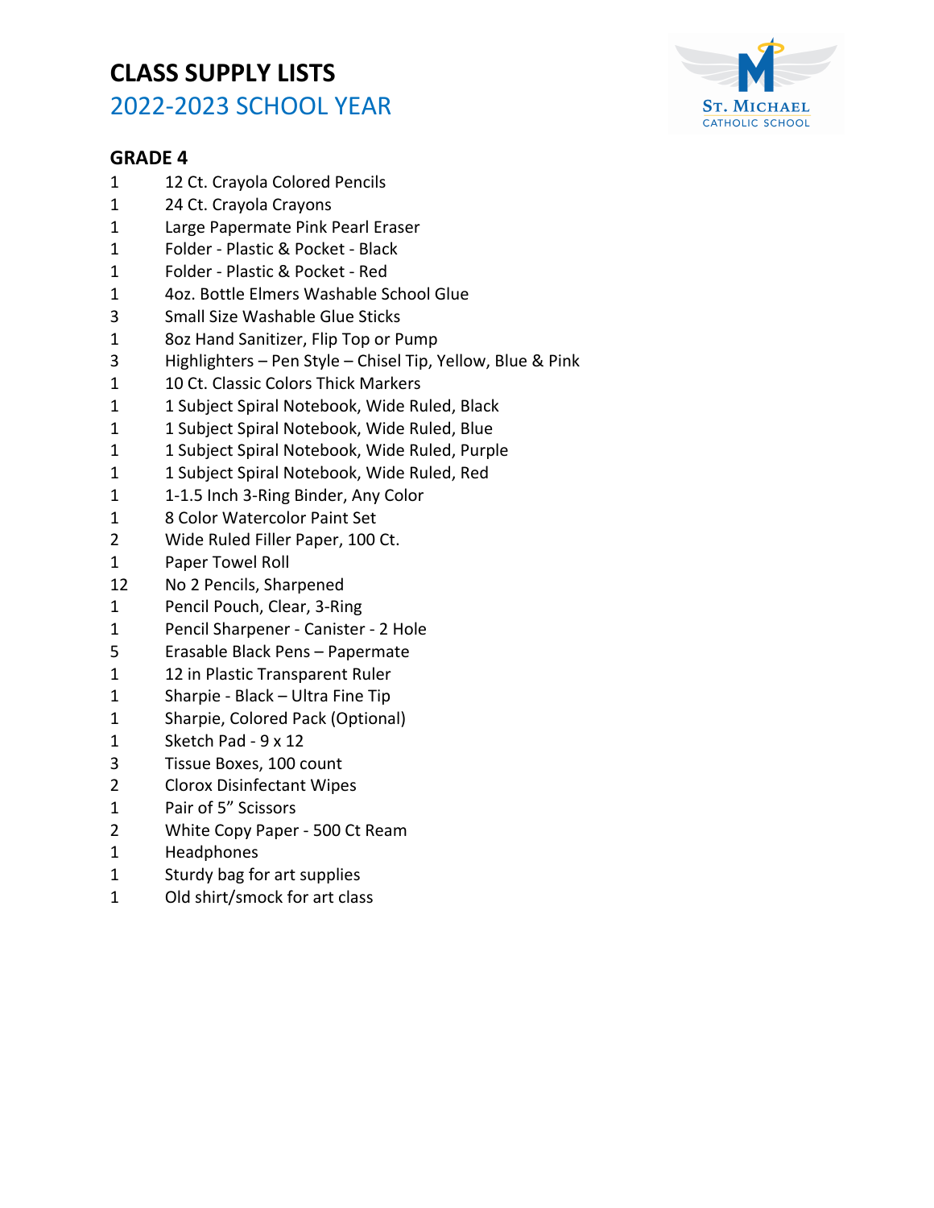# CLASS SUPPLY LISTS

## 2022-2023 SCHOOL YEAR

### GRADE 4

| Qty | Item |
| --- | --- |
| 1 | 12 Ct. Crayola Colored Pencils |
| 1 | 24 Ct. Crayola Crayons |
| 1 | Large Papermate Pink Pearl Eraser |
| 1 | Folder - Plastic & Pocket - Black |
| 1 | Folder - Plastic & Pocket - Red |
| 1 | 4oz. Bottle Elmers Washable School Glue |
| 3 | Small Size Washable Glue Sticks |
| 1 | 8oz Hand Sanitizer, Flip Top or Pump |
| 3 | Highlighters – Pen Style – Chisel Tip, Yellow, Blue & Pink |
| 1 | 10 Ct. Classic Colors Thick Markers |
| 1 | 1 Subject Spiral Notebook, Wide Ruled, Black |
| 1 | 1 Subject Spiral Notebook, Wide Ruled, Blue |
| 1 | 1 Subject Spiral Notebook, Wide Ruled, Purple |
| 1 | 1 Subject Spiral Notebook, Wide Ruled, Red |
| 1 | 1-1.5 Inch 3-Ring Binder, Any Color |
| 1 | 8 Color Watercolor Paint Set |
| 2 | Wide Ruled Filler Paper, 100 Ct. |
| 1 | Paper Towel Roll |
| 12 | No 2 Pencils, Sharpened |
| 1 | Pencil Pouch, Clear, 3-Ring |
| 1 | Pencil Sharpener - Canister - 2 Hole |
| 5 | Erasable Black Pens – Papermate |
| 1 | 12 in Plastic Transparent Ruler |
| 1 | Sharpie - Black – Ultra Fine Tip |
| 1 | Sharpie, Colored Pack (Optional) |
| 1 | Sketch Pad - 9 x 12 |
| 3 | Tissue Boxes, 100 count |
| 2 | Clorox Disinfectant Wipes |
| 1 | Pair of 5" Scissors |
| 2 | White Copy Paper - 500 Ct Ream |
| 1 | Headphones |
| 1 | Sturdy bag for art supplies |
| 1 | Old shirt/smock for art class |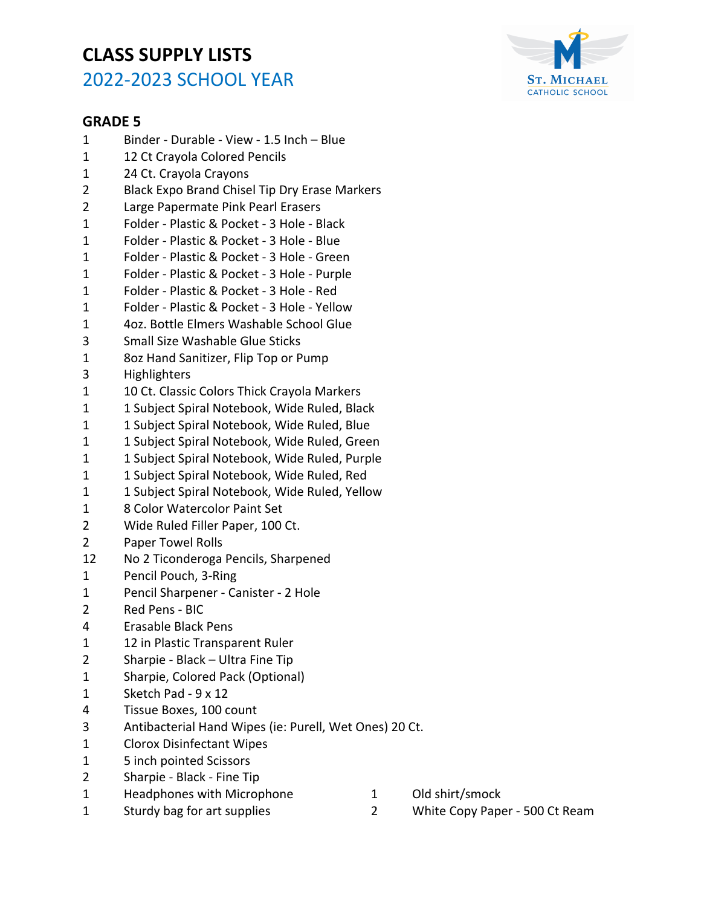# CLASS SUPPLY LISTS

## 2022-2023 SCHOOL YEAR

St. Michael Catholic School

### GRADE 5

| Qty | Item |
|---|---|
| 1 | Binder - Durable - View - 1.5 Inch – Blue |
| 1 | 12 Ct Crayola Colored Pencils |
| 1 | 24 Ct. Crayola Crayons |
| 2 | Black Expo Brand Chisel Tip Dry Erase Markers |
| 2 | Large Papermate Pink Pearl Erasers |
| 1 | Folder - Plastic & Pocket - 3 Hole - Black |
| 1 | Folder - Plastic & Pocket - 3 Hole - Blue |
| 1 | Folder - Plastic & Pocket - 3 Hole - Green |
| 1 | Folder - Plastic & Pocket - 3 Hole - Purple |
| 1 | Folder - Plastic & Pocket - 3 Hole - Red |
| 1 | Folder - Plastic & Pocket - 3 Hole - Yellow |
| 1 | 4oz. Bottle Elmers Washable School Glue |
| 3 | Small Size Washable Glue Sticks |
| 1 | 8oz Hand Sanitizer, Flip Top or Pump |
| 3 | Highlighters |
| 1 | 10 Ct. Classic Colors Thick Crayola Markers |
| 1 | 1 Subject Spiral Notebook, Wide Ruled, Black |
| 1 | 1 Subject Spiral Notebook, Wide Ruled, Blue |
| 1 | 1 Subject Spiral Notebook, Wide Ruled, Green |
| 1 | 1 Subject Spiral Notebook, Wide Ruled, Purple |
| 1 | 1 Subject Spiral Notebook, Wide Ruled, Red |
| 1 | 1 Subject Spiral Notebook, Wide Ruled, Yellow |
| 1 | 8 Color Watercolor Paint Set |
| 2 | Wide Ruled Filler Paper, 100 Ct. |
| 2 | Paper Towel Rolls |
| 12 | No 2 Ticonderoga Pencils, Sharpened |
| 1 | Pencil Pouch, 3-Ring |
| 1 | Pencil Sharpener - Canister - 2 Hole |
| 2 | Red Pens - BIC |
| 4 | Erasable Black Pens |
| 1 | 12 in Plastic Transparent Ruler |
| 2 | Sharpie - Black – Ultra Fine Tip |
| 1 | Sharpie, Colored Pack (Optional) |
| 1 | Sketch Pad - 9 x 12 |
| 4 | Tissue Boxes, 100 count |
| 3 | Antibacterial Hand Wipes (ie: Purell, Wet Ones) 20 Ct. |
| 1 | Clorox Disinfectant Wipes |
| 1 | 5 inch pointed Scissors |
| 2 | Sharpie - Black - Fine Tip |
| 1 | Headphones with Microphone |
| 1 | Sturdy bag for art supplies |
| 1 | Old shirt/smock |
| 2 | White Copy Paper - 500 Ct Ream |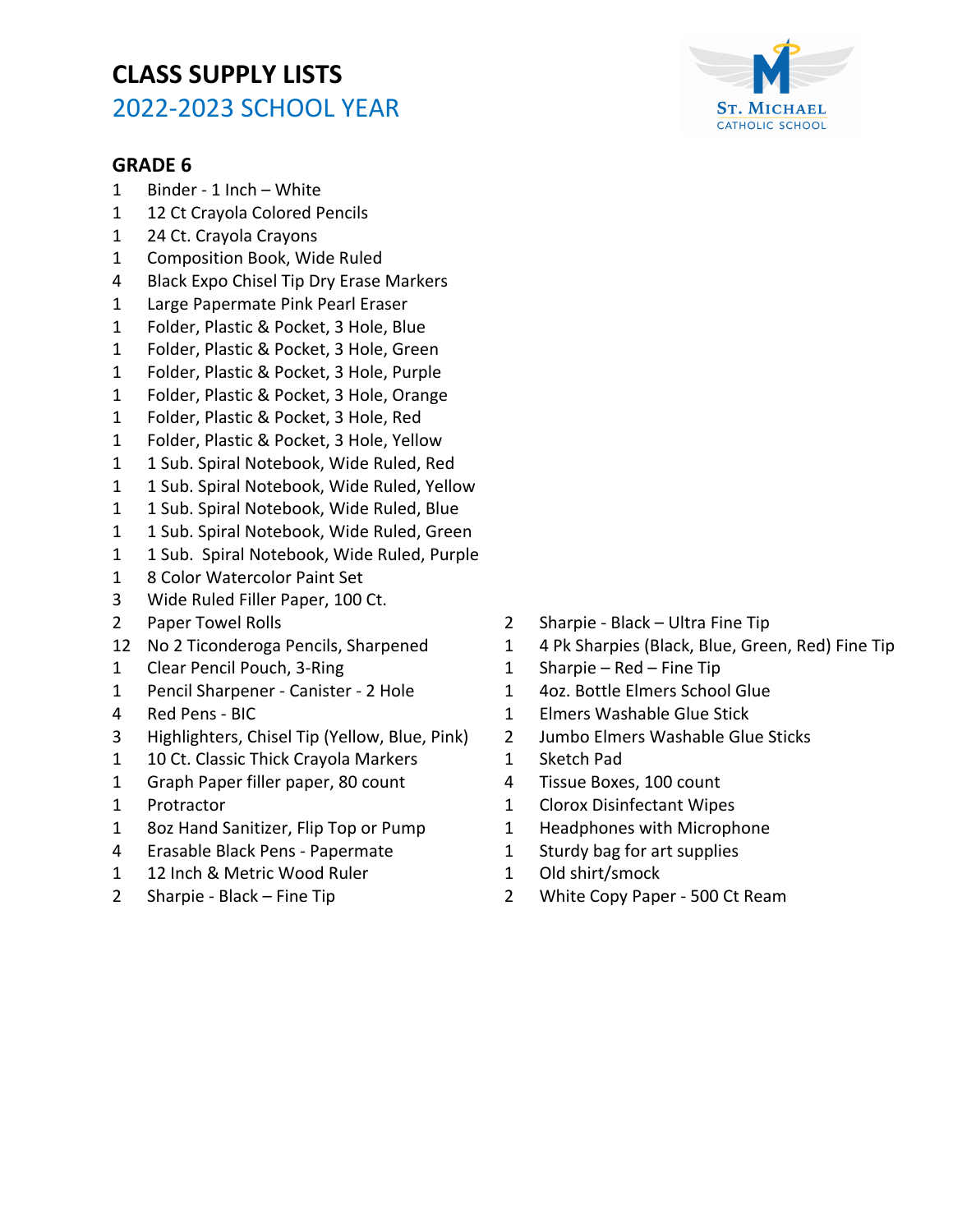# CLASS SUPPLY LISTS

## 2022-2023 SCHOOL YEAR

### GRADE 6

1 Binder - 1 Inch – White
1 12 Ct Crayola Colored Pencils
1 24 Ct. Crayola Crayons
1 Composition Book, Wide Ruled
4 Black Expo Chisel Tip Dry Erase Markers
1 Large Papermate Pink Pearl Eraser
1 Folder, Plastic & Pocket, 3 Hole, Blue
1 Folder, Plastic & Pocket, 3 Hole, Green
1 Folder, Plastic & Pocket, 3 Hole, Purple
1 Folder, Plastic & Pocket, 3 Hole, Orange
1 Folder, Plastic & Pocket, 3 Hole, Red
1 Folder, Plastic & Pocket, 3 Hole, Yellow
1 1 Sub. Spiral Notebook, Wide Ruled, Red
1 1 Sub. Spiral Notebook, Wide Ruled, Yellow
1 1 Sub. Spiral Notebook, Wide Ruled, Blue
1 1 Sub. Spiral Notebook, Wide Ruled, Green
1 1 Sub. Spiral Notebook, Wide Ruled, Purple
1 8 Color Watercolor Paint Set
3 Wide Ruled Filler Paper, 100 Ct.
2 Paper Towel Rolls
12 No 2 Ticonderoga Pencils, Sharpened
1 Clear Pencil Pouch, 3-Ring
1 Pencil Sharpener - Canister - 2 Hole
4 Red Pens - BIC
3 Highlighters, Chisel Tip (Yellow, Blue, Pink)
1 10 Ct. Classic Thick Crayola Markers
1 Graph Paper filler paper, 80 count
1 Protractor
1 8oz Hand Sanitizer, Flip Top or Pump
4 Erasable Black Pens - Papermate
1 12 Inch & Metric Wood Ruler
2 Sharpie - Black – Fine Tip
2 Sharpie - Black – Ultra Fine Tip
1 4 Pk Sharpies (Black, Blue, Green, Red) Fine Tip
1 Sharpie – Red – Fine Tip
1 4oz. Bottle Elmers School Glue
1 Elmers Washable Glue Stick
2 Jumbo Elmers Washable Glue Sticks
1 Sketch Pad
4 Tissue Boxes, 100 count
1 Clorox Disinfectant Wipes
1 Headphones with Microphone
1 Sturdy bag for art supplies
1 Old shirt/smock
2 White Copy Paper - 500 Ct Ream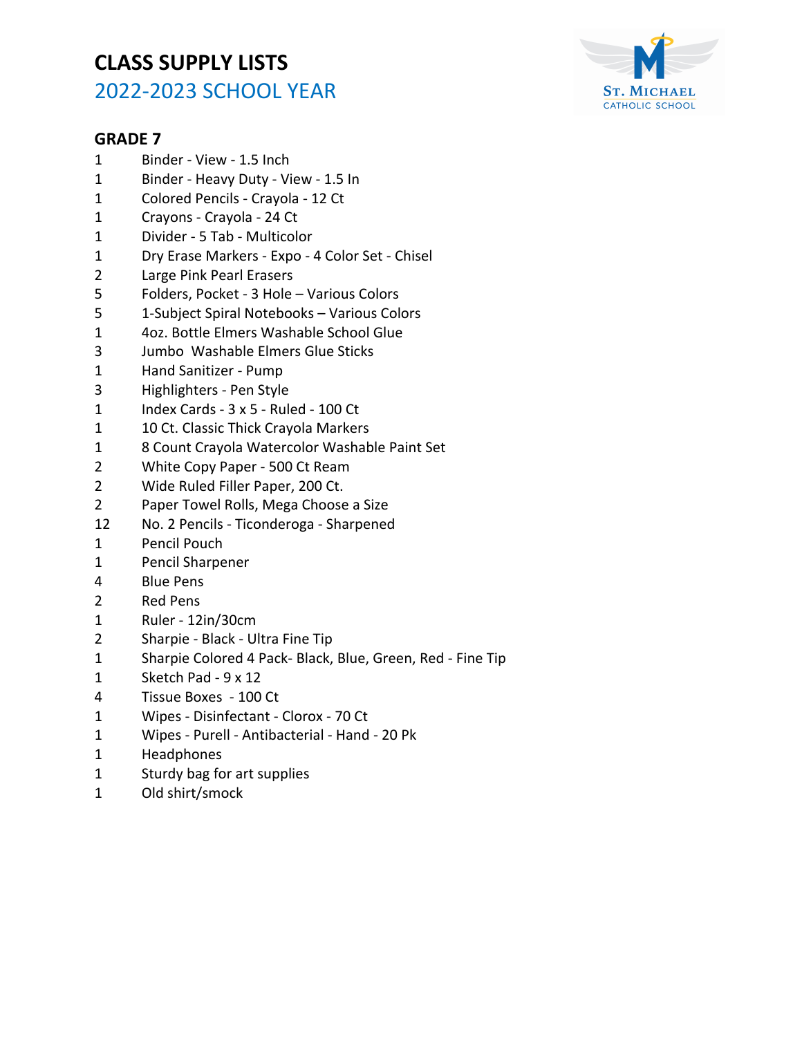# CLASS SUPPLY LISTS

## 2022-2023 SCHOOL YEAR

### GRADE 7

| | |
|---|---|
| 1 | Binder - View - 1.5 Inch |
| 1 | Binder - Heavy Duty - View - 1.5 In |
| 1 | Colored Pencils - Crayola - 12 Ct |
| 1 | Crayons - Crayola - 24 Ct |
| 1 | Divider - 5 Tab - Multicolor |
| 1 | Dry Erase Markers - Expo - 4 Color Set - Chisel |
| 2 | Large Pink Pearl Erasers |
| 5 | Folders, Pocket - 3 Hole – Various Colors |
| 5 | 1-Subject Spiral Notebooks – Various Colors |
| 1 | 4oz. Bottle Elmers Washable School Glue |
| 3 | Jumbo Washable Elmers Glue Sticks |
| 1 | Hand Sanitizer - Pump |
| 3 | Highlighters - Pen Style |
| 1 | Index Cards - 3 x 5 - Ruled - 100 Ct |
| 1 | 10 Ct. Classic Thick Crayola Markers |
| 1 | 8 Count Crayola Watercolor Washable Paint Set |
| 2 | White Copy Paper - 500 Ct Ream |
| 2 | Wide Ruled Filler Paper, 200 Ct. |
| 2 | Paper Towel Rolls, Mega Choose a Size |
| 12 | No. 2 Pencils - Ticonderoga - Sharpened |
| 1 | Pencil Pouch |
| 1 | Pencil Sharpener |
| 4 | Blue Pens |
| 2 | Red Pens |
| 1 | Ruler - 12in/30cm |
| 2 | Sharpie - Black - Ultra Fine Tip |
| 1 | Sharpie Colored 4 Pack- Black, Blue, Green, Red - Fine Tip |
| 1 | Sketch Pad - 9 x 12 |
| 4 | Tissue Boxes - 100 Ct |
| 1 | Wipes - Disinfectant - Clorox - 70 Ct |
| 1 | Wipes - Purell - Antibacterial - Hand - 20 Pk |
| 1 | Headphones |
| 1 | Sturdy bag for art supplies |
| 1 | Old shirt/smock |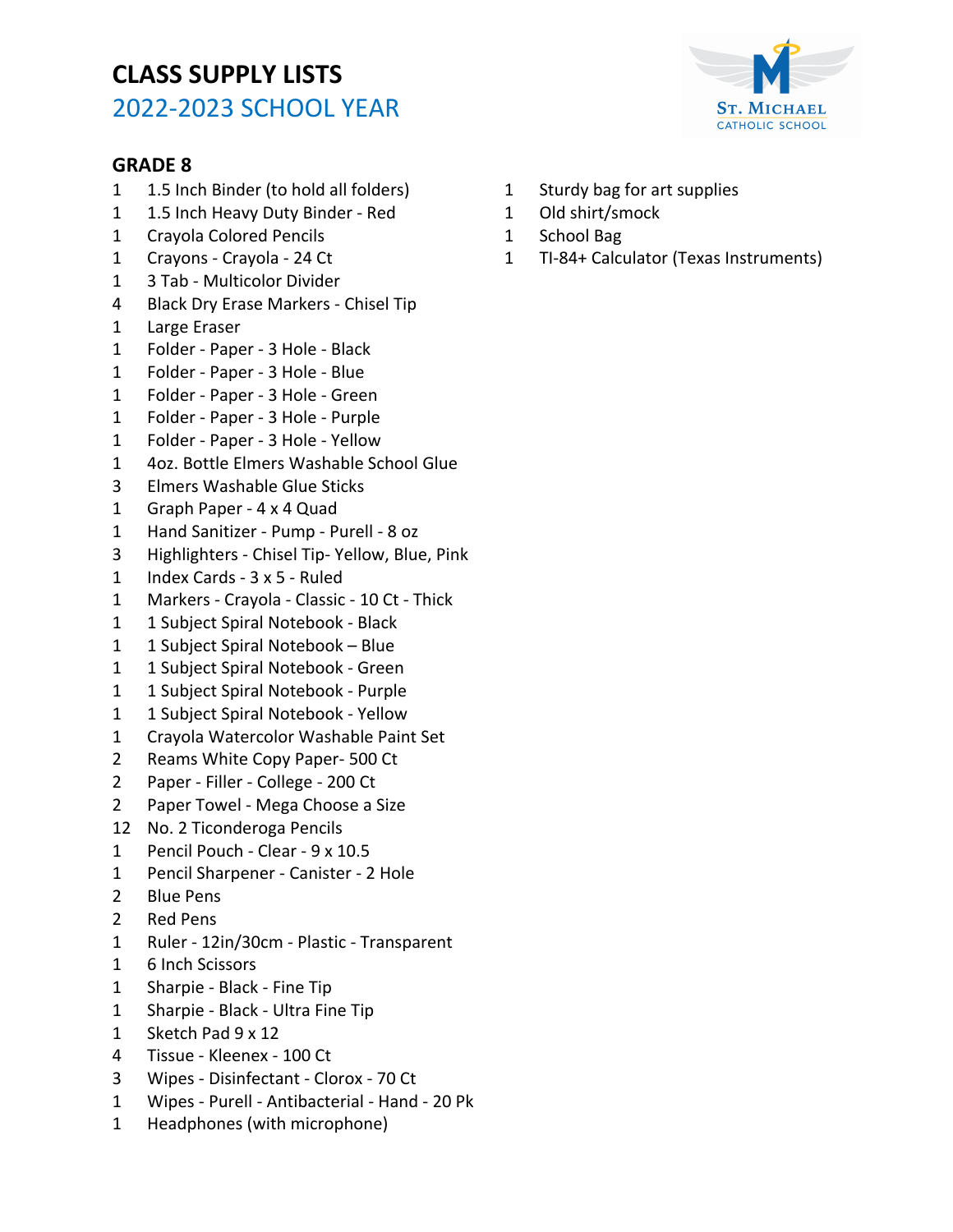# CLASS SUPPLY LISTS

## 2022-2023 SCHOOL YEAR

### GRADE 8

1 1.5 Inch Binder (to hold all folders)
1 1.5 Inch Heavy Duty Binder - Red
1 Crayola Colored Pencils
1 Crayons - Crayola - 24 Ct
1 3 Tab - Multicolor Divider
4 Black Dry Erase Markers - Chisel Tip
1 Large Eraser
1 Folder - Paper - 3 Hole - Black
1 Folder - Paper - 3 Hole - Blue
1 Folder - Paper - 3 Hole - Green
1 Folder - Paper - 3 Hole - Purple
1 Folder - Paper - 3 Hole - Yellow
1 4oz. Bottle Elmers Washable School Glue
3 Elmers Washable Glue Sticks
1 Graph Paper - 4 x 4 Quad
1 Hand Sanitizer - Pump - Purell - 8 oz
3 Highlighters - Chisel Tip- Yellow, Blue, Pink
1 Index Cards - 3 x 5 - Ruled
1 Markers - Crayola - Classic - 10 Ct - Thick
1 1 Subject Spiral Notebook - Black
1 1 Subject Spiral Notebook – Blue
1 1 Subject Spiral Notebook - Green
1 1 Subject Spiral Notebook - Purple
1 1 Subject Spiral Notebook - Yellow
1 Crayola Watercolor Washable Paint Set
2 Reams White Copy Paper- 500 Ct
2 Paper - Filler - College - 200 Ct
2 Paper Towel - Mega Choose a Size
12 No. 2 Ticonderoga Pencils
1 Pencil Pouch - Clear - 9 x 10.5
1 Pencil Sharpener - Canister - 2 Hole
2 Blue Pens
2 Red Pens
1 Ruler - 12in/30cm - Plastic - Transparent
1 6 Inch Scissors
1 Sharpie - Black - Fine Tip
1 Sharpie - Black - Ultra Fine Tip
1 Sketch Pad 9 x 12
4 Tissue - Kleenex - 100 Ct
3 Wipes - Disinfectant - Clorox - 70 Ct
1 Wipes - Purell - Antibacterial - Hand - 20 Pk
1 Headphones (with microphone)
1 Sturdy bag for art supplies
1 Old shirt/smock
1 School Bag
1 TI-84+ Calculator (Texas Instruments)